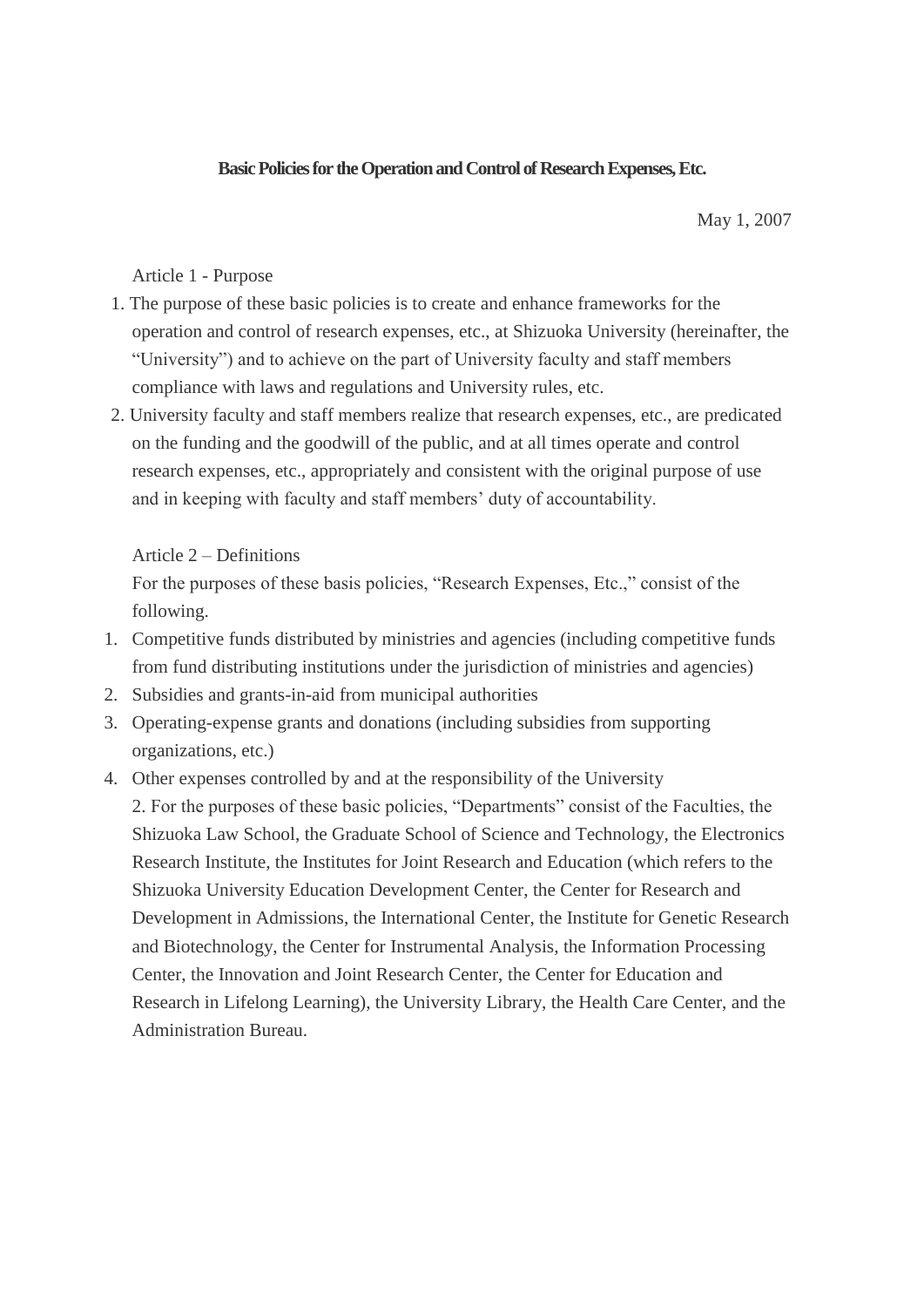**Basic Policies for the Operation and Control of Research Expenses, Etc.**

May 1, 2007

Article 1 - Purpose

1. The purpose of these basic policies is to create and enhance frameworks for the operation and control of research expenses, etc., at Shizuoka University (hereinafter, the "University") and to achieve on the part of University faculty and staff members compliance with laws and regulations and University rules, etc.
2. University faculty and staff members realize that research expenses, etc., are predicated on the funding and the goodwill of the public, and at all times operate and control research expenses, etc., appropriately and consistent with the original purpose of use and in keeping with faculty and staff members' duty of accountability.

Article 2 – Definitions

For the purposes of these basis policies, "Research Expenses, Etc.," consist of the following.

1. Competitive funds distributed by ministries and agencies (including competitive funds from fund distributing institutions under the jurisdiction of ministries and agencies)
2. Subsidies and grants-in-aid from municipal authorities
3. Operating-expense grants and donations (including subsidies from supporting organizations, etc.)
4. Other expenses controlled by and at the responsibility of the University

2. For the purposes of these basic policies, "Departments" consist of the Faculties, the Shizuoka Law School, the Graduate School of Science and Technology, the Electronics Research Institute, the Institutes for Joint Research and Education (which refers to the Shizuoka University Education Development Center, the Center for Research and Development in Admissions, the International Center, the Institute for Genetic Research and Biotechnology, the Center for Instrumental Analysis, the Information Processing Center, the Innovation and Joint Research Center, the Center for Education and Research in Lifelong Learning), the University Library, the Health Care Center, and the Administration Bureau.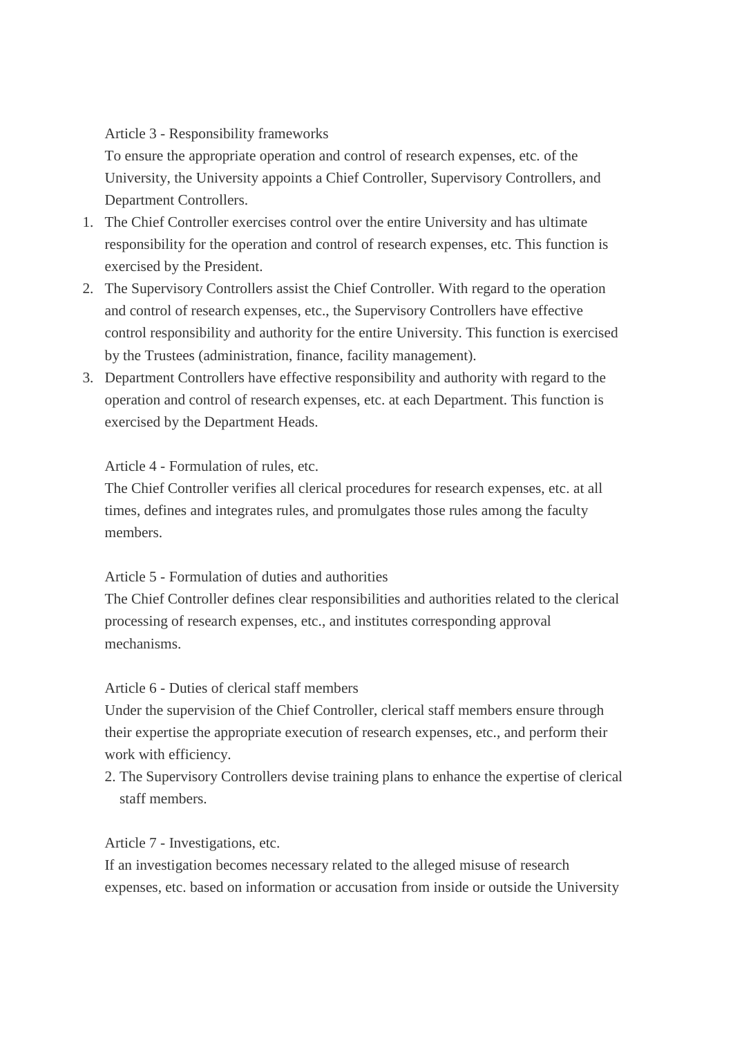Article 3 - Responsibility frameworks

To ensure the appropriate operation and control of research expenses, etc. of the University, the University appoints a Chief Controller, Supervisory Controllers, and Department Controllers.

1. The Chief Controller exercises control over the entire University and has ultimate responsibility for the operation and control of research expenses, etc. This function is exercised by the President.
2. The Supervisory Controllers assist the Chief Controller. With regard to the operation and control of research expenses, etc., the Supervisory Controllers have effective control responsibility and authority for the entire University. This function is exercised by the Trustees (administration, finance, facility management).
3. Department Controllers have effective responsibility and authority with regard to the operation and control of research expenses, etc. at each Department. This function is exercised by the Department Heads.

Article 4 - Formulation of rules, etc.

The Chief Controller verifies all clerical procedures for research expenses, etc. at all times, defines and integrates rules, and promulgates those rules among the faculty members.

Article 5 - Formulation of duties and authorities

The Chief Controller defines clear responsibilities and authorities related to the clerical processing of research expenses, etc., and institutes corresponding approval mechanisms.

Article 6 - Duties of clerical staff members

Under the supervision of the Chief Controller, clerical staff members ensure through their expertise the appropriate execution of research expenses, etc., and perform their work with efficiency.

2. The Supervisory Controllers devise training plans to enhance the expertise of clerical staff members.

Article 7 - Investigations, etc.

If an investigation becomes necessary related to the alleged misuse of research expenses, etc. based on information or accusation from inside or outside the University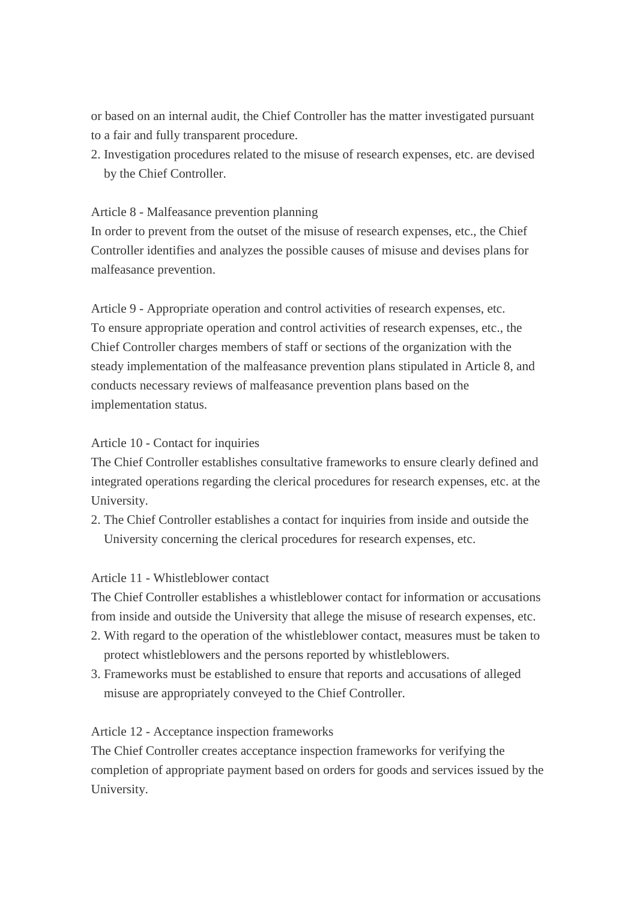or based on an internal audit, the Chief Controller has the matter investigated pursuant to a fair and fully transparent procedure.

2. Investigation procedures related to the misuse of research expenses, etc. are devised by the Chief Controller.

Article 8 - Malfeasance prevention planning

In order to prevent from the outset of the misuse of research expenses, etc., the Chief Controller identifies and analyzes the possible causes of misuse and devises plans for malfeasance prevention.

Article 9 - Appropriate operation and control activities of research expenses, etc.

To ensure appropriate operation and control activities of research expenses, etc., the Chief Controller charges members of staff or sections of the organization with the steady implementation of the malfeasance prevention plans stipulated in Article 8, and conducts necessary reviews of malfeasance prevention plans based on the implementation status.

Article 10 - Contact for inquiries

The Chief Controller establishes consultative frameworks to ensure clearly defined and integrated operations regarding the clerical procedures for research expenses, etc. at the University.

2. The Chief Controller establishes a contact for inquiries from inside and outside the University concerning the clerical procedures for research expenses, etc.

Article 11 - Whistleblower contact

The Chief Controller establishes a whistleblower contact for information or accusations from inside and outside the University that allege the misuse of research expenses, etc.

2. With regard to the operation of the whistleblower contact, measures must be taken to protect whistleblowers and the persons reported by whistleblowers.
3. Frameworks must be established to ensure that reports and accusations of alleged misuse are appropriately conveyed to the Chief Controller.

Article 12 - Acceptance inspection frameworks

The Chief Controller creates acceptance inspection frameworks for verifying the completion of appropriate payment based on orders for goods and services issued by the University.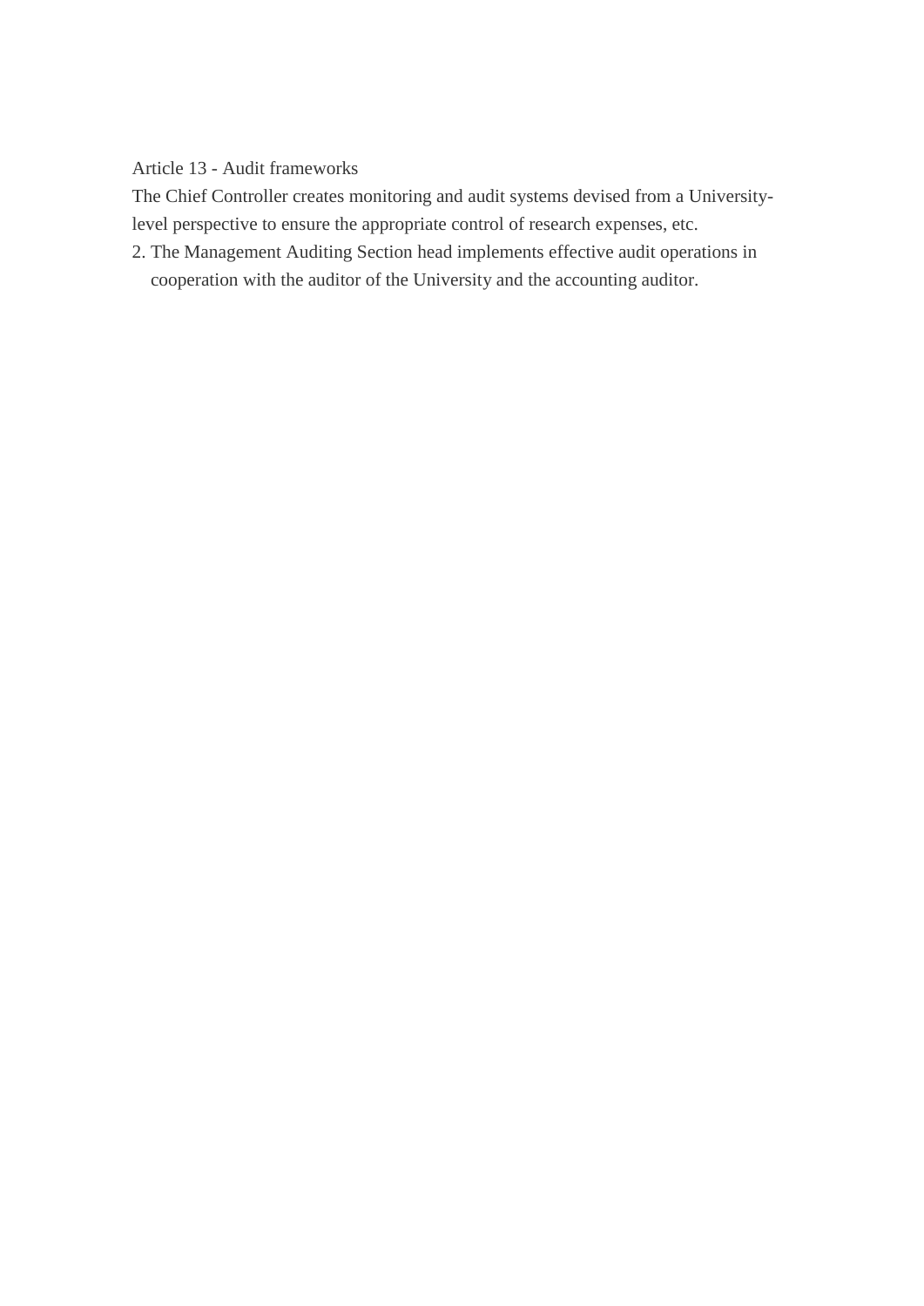Article 13 - Audit frameworks

The Chief Controller creates monitoring and audit systems devised from a University-level perspective to ensure the appropriate control of research expenses, etc.

2. The Management Auditing Section head implements effective audit operations in cooperation with the auditor of the University and the accounting auditor.